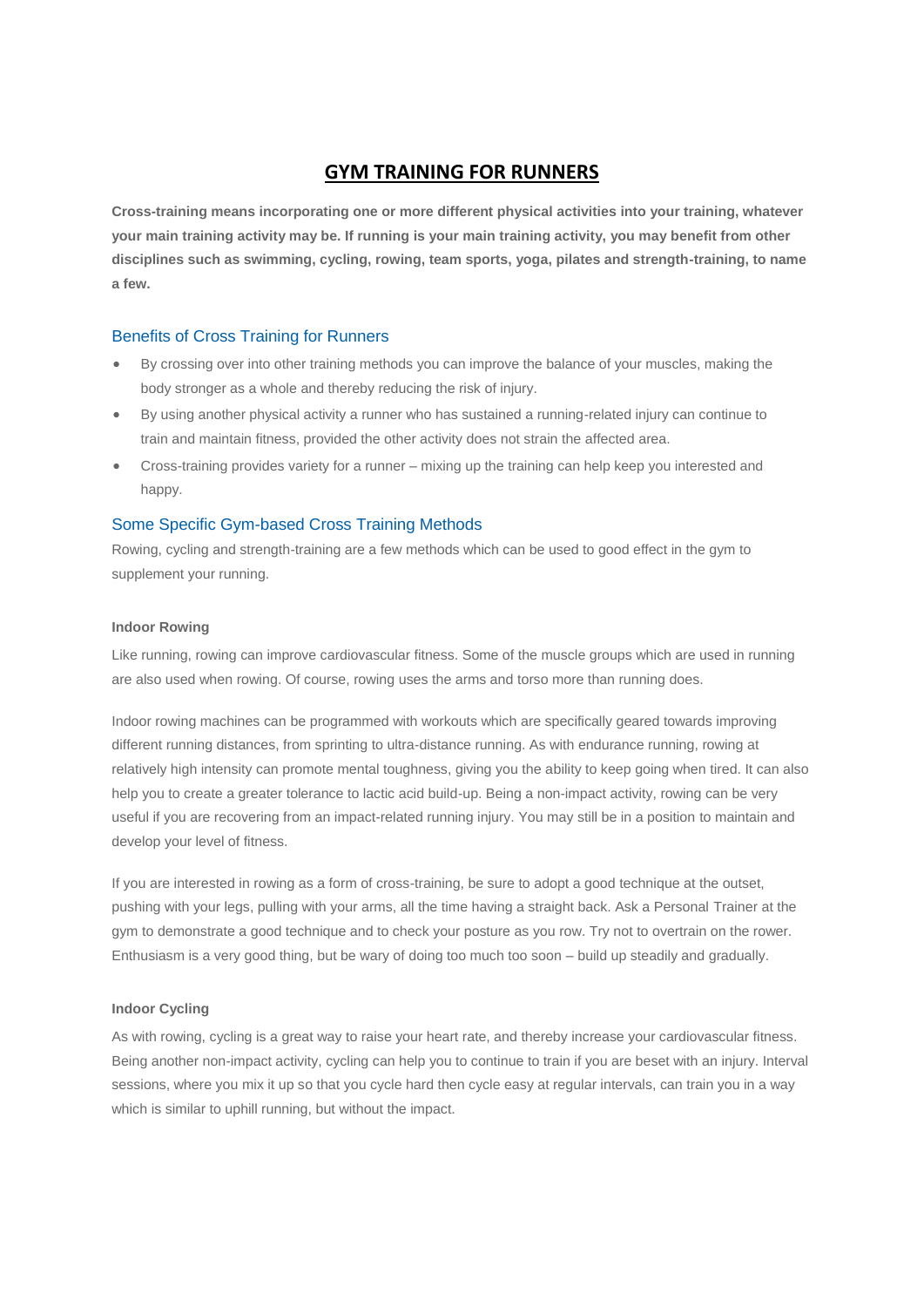# GYM TRAINING FOR RUNNERS

**Cross-training means incorporating one or more different physical activities into your training, whatever your main training activity may be. If running is your main training activity, you may benefit from other disciplines such as swimming, cycling, rowing, team sports, yoga, pilates and strength-training, to name a few.**

## Benefits of Cross Training for Runners

- By crossing over into other training methods you can improve the balance of your muscles, making the body stronger as a whole and thereby reducing the risk of injury.
- By using another physical activity a runner who has sustained a running-related injury can continue to train and maintain fitness, provided the other activity does not strain the affected area.
- Cross-training provides variety for a runner – mixing up the training can help keep you interested and happy.

## Some Specific Gym-based Cross Training Methods

Rowing, cycling and strength-training are a few methods which can be used to good effect in the gym to supplement your running.

### Indoor Rowing

Like running, rowing can improve cardiovascular fitness. Some of the muscle groups which are used in running are also used when rowing. Of course, rowing uses the arms and torso more than running does.

Indoor rowing machines can be programmed with workouts which are specifically geared towards improving different running distances, from sprinting to ultra-distance running. As with endurance running, rowing at relatively high intensity can promote mental toughness, giving you the ability to keep going when tired. It can also help you to create a greater tolerance to lactic acid build-up. Being a non-impact activity, rowing can be very useful if you are recovering from an impact-related running injury. You may still be in a position to maintain and develop your level of fitness.

If you are interested in rowing as a form of cross-training, be sure to adopt a good technique at the outset, pushing with your legs, pulling with your arms, all the time having a straight back. Ask a Personal Trainer at the gym to demonstrate a good technique and to check your posture as you row. Try not to overtrain on the rower. Enthusiasm is a very good thing, but be wary of doing too much too soon – build up steadily and gradually.

### Indoor Cycling

As with rowing, cycling is a great way to raise your heart rate, and thereby increase your cardiovascular fitness. Being another non-impact activity, cycling can help you to continue to train if you are beset with an injury. Interval sessions, where you mix it up so that you cycle hard then cycle easy at regular intervals, can train you in a way which is similar to uphill running, but without the impact.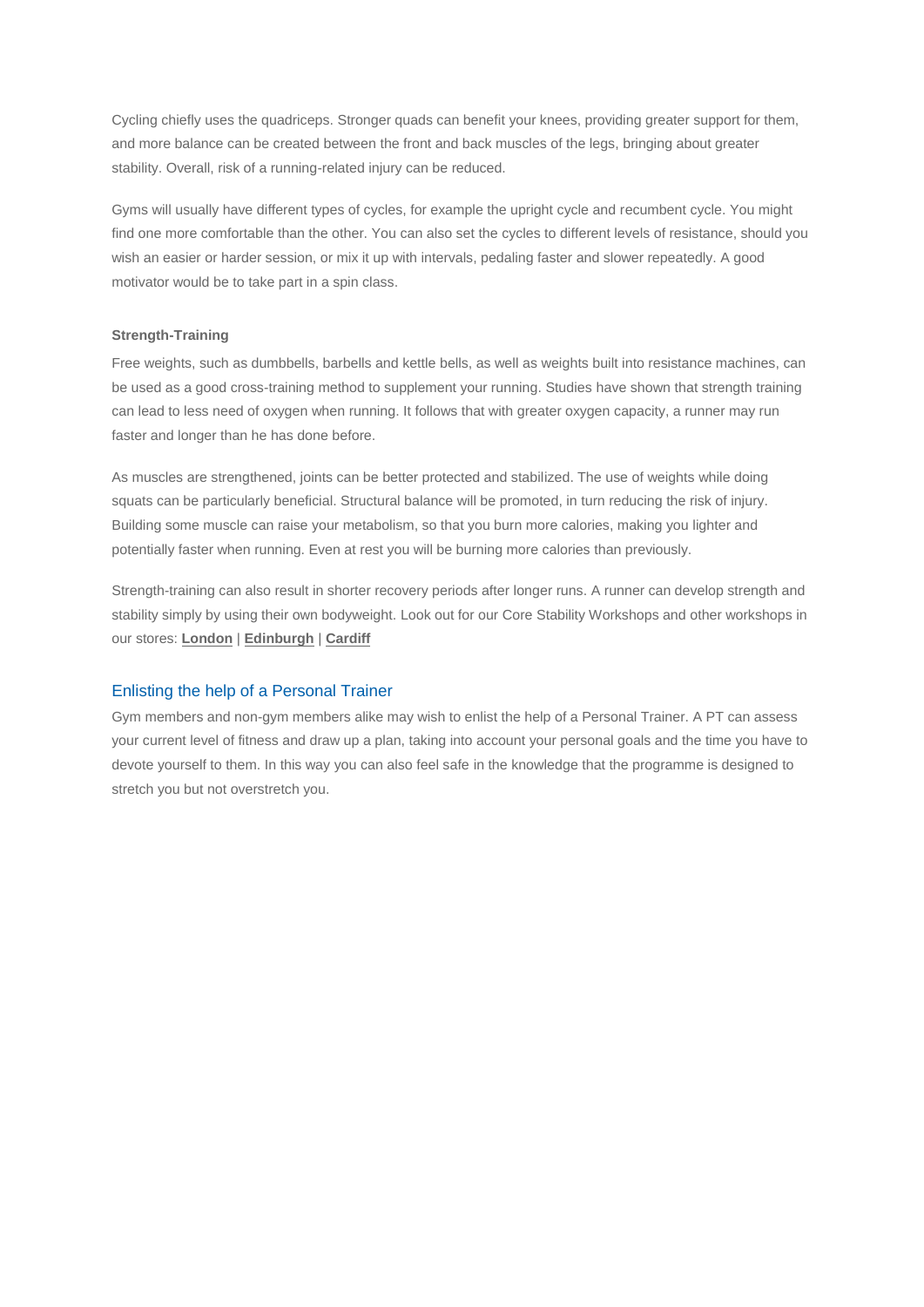Cycling chiefly uses the quadriceps. Stronger quads can benefit your knees, providing greater support for them, and more balance can be created between the front and back muscles of the legs, bringing about greater stability. Overall, risk of a running-related injury can be reduced.

Gyms will usually have different types of cycles, for example the upright cycle and recumbent cycle. You might find one more comfortable than the other. You can also set the cycles to different levels of resistance, should you wish an easier or harder session, or mix it up with intervals, pedaling faster and slower repeatedly. A good motivator would be to take part in a spin class.

**Strength-Training**

Free weights, such as dumbbells, barbells and kettle bells, as well as weights built into resistance machines, can be used as a good cross-training method to supplement your running. Studies have shown that strength training can lead to less need of oxygen when running. It follows that with greater oxygen capacity, a runner may run faster and longer than he has done before.

As muscles are strengthened, joints can be better protected and stabilized. The use of weights while doing squats can be particularly beneficial. Structural balance will be promoted, in turn reducing the risk of injury. Building some muscle can raise your metabolism, so that you burn more calories, making you lighter and potentially faster when running. Even at rest you will be burning more calories than previously.

Strength-training can also result in shorter recovery periods after longer runs. A runner can develop strength and stability simply by using their own bodyweight. Look out for our Core Stability Workshops and other workshops in our stores: **London** | **Edinburgh** | **Cardiff**

## Enlisting the help of a Personal Trainer

Gym members and non-gym members alike may wish to enlist the help of a Personal Trainer. A PT can assess your current level of fitness and draw up a plan, taking into account your personal goals and the time you have to devote yourself to them. In this way you can also feel safe in the knowledge that the programme is designed to stretch you but not overstretch you.